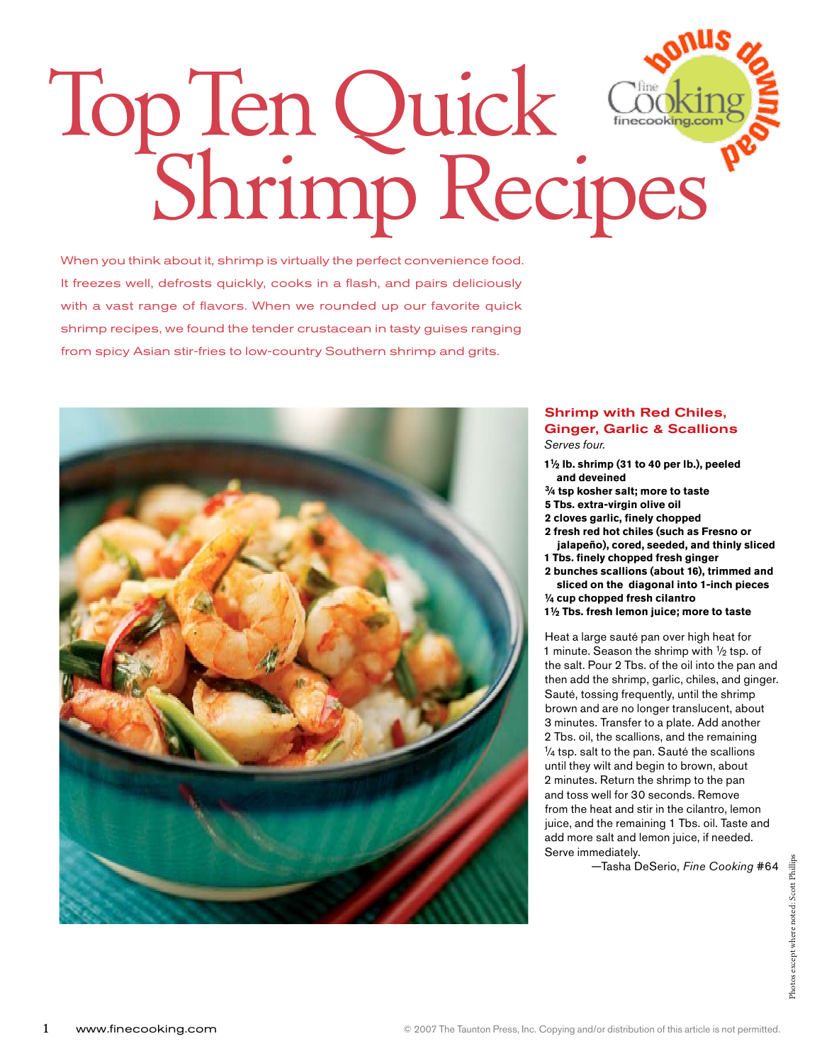# Top Ten Quick Shrimp Recipes

When you think about it, shrimp is virtually the perfect convenience food. It freezes well, defrosts quickly, cooks in a flash, and pairs deliciously with a vast range of flavors. When we rounded up our favorite quick shrimp recipes, we found the tender crustacean in tasty guises ranging from spicy Asian stir-fries to low-country Southern shrimp and grits.

## Shrimp with Red Chiles, Ginger, Garlic & Scallions

*Serves four.*

**1½ lb. shrimp (31 to 40 per lb.), peeled and deveined**
**¾ tsp kosher salt; more to taste**
**5 Tbs. extra-virgin olive oil**
**2 cloves garlic, finely chopped**
**2 fresh red hot chiles (such as Fresno or jalapeño), cored, seeded, and thinly sliced**
**1 Tbs. finely chopped fresh ginger**
**2 bunches scallions (about 16), trimmed and sliced on the diagonal into 1-inch pieces**
**¼ cup chopped fresh cilantro**
**1½ Tbs. fresh lemon juice; more to taste**

Heat a large sauté pan over high heat for 1 minute. Season the shrimp with ½ tsp. of the salt. Pour 2 Tbs. of the oil into the pan and then add the shrimp, garlic, chiles, and ginger. Sauté, tossing frequently, until the shrimp brown and are no longer translucent, about 3 minutes. Transfer to a plate. Add another 2 Tbs. oil, the scallions, and the remaining ¼ tsp. salt to the pan. Sauté the scallions until they wilt and begin to brown, about 2 minutes. Return the shrimp to the pan and toss well for 30 seconds. Remove from the heat and stir in the cilantro, lemon juice, and the remaining 1 Tbs. oil. Taste and add more salt and lemon juice, if needed. Serve immediately.

—Tasha DeSerio, *Fine Cooking* #64

Photos except where noted: Scott Phillips

© 2007 The Taunton Press, Inc. Copying and/or distribution of this article is not permitted.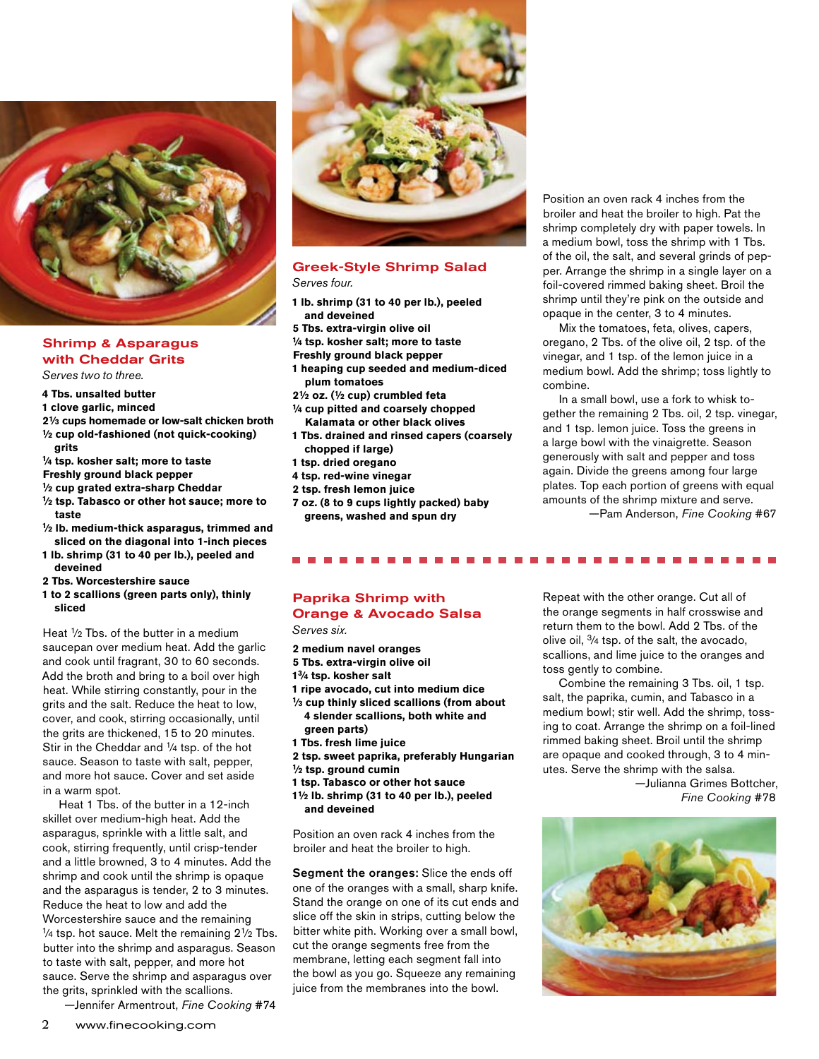## Shrimp & Asparagus with Cheddar Grits

*Serves two to three.*

**4 Tbs. unsalted butter**
**1 clove garlic, minced**
**2⅓ cups homemade or low-salt chicken broth**
**½ cup old-fashioned (not quick-cooking) grits**
**¼ tsp. kosher salt; more to taste**
**Freshly ground black pepper**
**½ cup grated extra-sharp Cheddar**
**½ tsp. Tabasco or other hot sauce; more to taste**
**½ lb. medium-thick asparagus, trimmed and sliced on the diagonal into 1-inch pieces**
**1 lb. shrimp (31 to 40 per lb.), peeled and deveined**
**2 Tbs. Worcestershire sauce**
**1 to 2 scallions (green parts only), thinly sliced**

Heat ½ Tbs. of the butter in a medium saucepan over medium heat. Add the garlic and cook until fragrant, 30 to 60 seconds. Add the broth and bring to a boil over high heat. While stirring constantly, pour in the grits and the salt. Reduce the heat to low, cover, and cook, stirring occasionally, until the grits are thickened, 15 to 20 minutes. Stir in the Cheddar and ¼ tsp. of the hot sauce. Season to taste with salt, pepper, and more hot sauce. Cover and set aside in a warm spot.

Heat 1 Tbs. of the butter in a 12-inch skillet over medium-high heat. Add the asparagus, sprinkle with a little salt, and cook, stirring frequently, until crisp-tender and a little browned, 3 to 4 minutes. Add the shrimp and cook until the shrimp is opaque and the asparagus is tender, 2 to 3 minutes. Reduce the heat to low and add the Worcestershire sauce and the remaining ¼ tsp. hot sauce. Melt the remaining 2½ Tbs. butter into the shrimp and asparagus. Season to taste with salt, pepper, and more hot sauce. Serve the shrimp and asparagus over the grits, sprinkled with the scallions.

—Jennifer Armentrout, *Fine Cooking* #74

## Greek-Style Shrimp Salad

*Serves four.*

**1 lb. shrimp (31 to 40 per lb.), peeled and deveined**
**5 Tbs. extra-virgin olive oil**
**¼ tsp. kosher salt; more to taste**
**Freshly ground black pepper**
**1 heaping cup seeded and medium-diced plum tomatoes**
**2½ oz. (½ cup) crumbled feta**
**¼ cup pitted and coarsely chopped Kalamata or other black olives**
**1 Tbs. drained and rinsed capers (coarsely chopped if large)**
**1 tsp. dried oregano**
**4 tsp. red-wine vinegar**
**2 tsp. fresh lemon juice**
**7 oz. (8 to 9 cups lightly packed) baby greens, washed and spun dry**

Position an oven rack 4 inches from the broiler and heat the broiler to high. Pat the shrimp completely dry with paper towels. In a medium bowl, toss the shrimp with 1 Tbs. of the oil, the salt, and several grinds of pepper. Arrange the shrimp in a single layer on a foil-covered rimmed baking sheet. Broil the shrimp until they're pink on the outside and opaque in the center, 3 to 4 minutes.

Mix the tomatoes, feta, olives, capers, oregano, 2 Tbs. of the olive oil, 2 tsp. of the vinegar, and 1 tsp. of the lemon juice in a medium bowl. Add the shrimp; toss lightly to combine.

In a small bowl, use a fork to whisk together the remaining 2 Tbs. oil, 2 tsp. vinegar, and 1 tsp. lemon juice. Toss the greens in a large bowl with the vinaigrette. Season generously with salt and pepper and toss again. Divide the greens among four large plates. Top each portion of greens with equal amounts of the shrimp mixture and serve.

—Pam Anderson, *Fine Cooking* #67

## Paprika Shrimp with Orange & Avocado Salsa

*Serves six.*

**2 medium navel oranges**
**5 Tbs. extra-virgin olive oil**
**1¾ tsp. kosher salt**
**1 ripe avocado, cut into medium dice**
**⅓ cup thinly sliced scallions (from about 4 slender scallions, both white and green parts)**
**1 Tbs. fresh lime juice**
**2 tsp. sweet paprika, preferably Hungarian**
**½ tsp. ground cumin**
**1 tsp. Tabasco or other hot sauce**
**1½ lb. shrimp (31 to 40 per lb.), peeled and deveined**

Position an oven rack 4 inches from the broiler and heat the broiler to high.

**Segment the oranges:** Slice the ends off one of the oranges with a small, sharp knife. Stand the orange on one of its cut ends and slice off the skin in strips, cutting below the bitter white pith. Working over a small bowl, cut the orange segments free from the membrane, letting each segment fall into the bowl as you go. Squeeze any remaining juice from the membranes into the bowl. Repeat with the other orange. Cut all of the orange segments in half crosswise and return them to the bowl. Add 2 Tbs. of the olive oil, ¾ tsp. of the salt, the avocado, scallions, and lime juice to the oranges and toss gently to combine.

Combine the remaining 3 Tbs. oil, 1 tsp. salt, the paprika, cumin, and Tabasco in a medium bowl; stir well. Add the shrimp, tossing to coat. Arrange the shrimp on a foil-lined rimmed baking sheet. Broil until the shrimp are opaque and cooked through, 3 to 4 minutes. Serve the shrimp with the salsa.

—Julianna Grimes Bottcher, *Fine Cooking* #78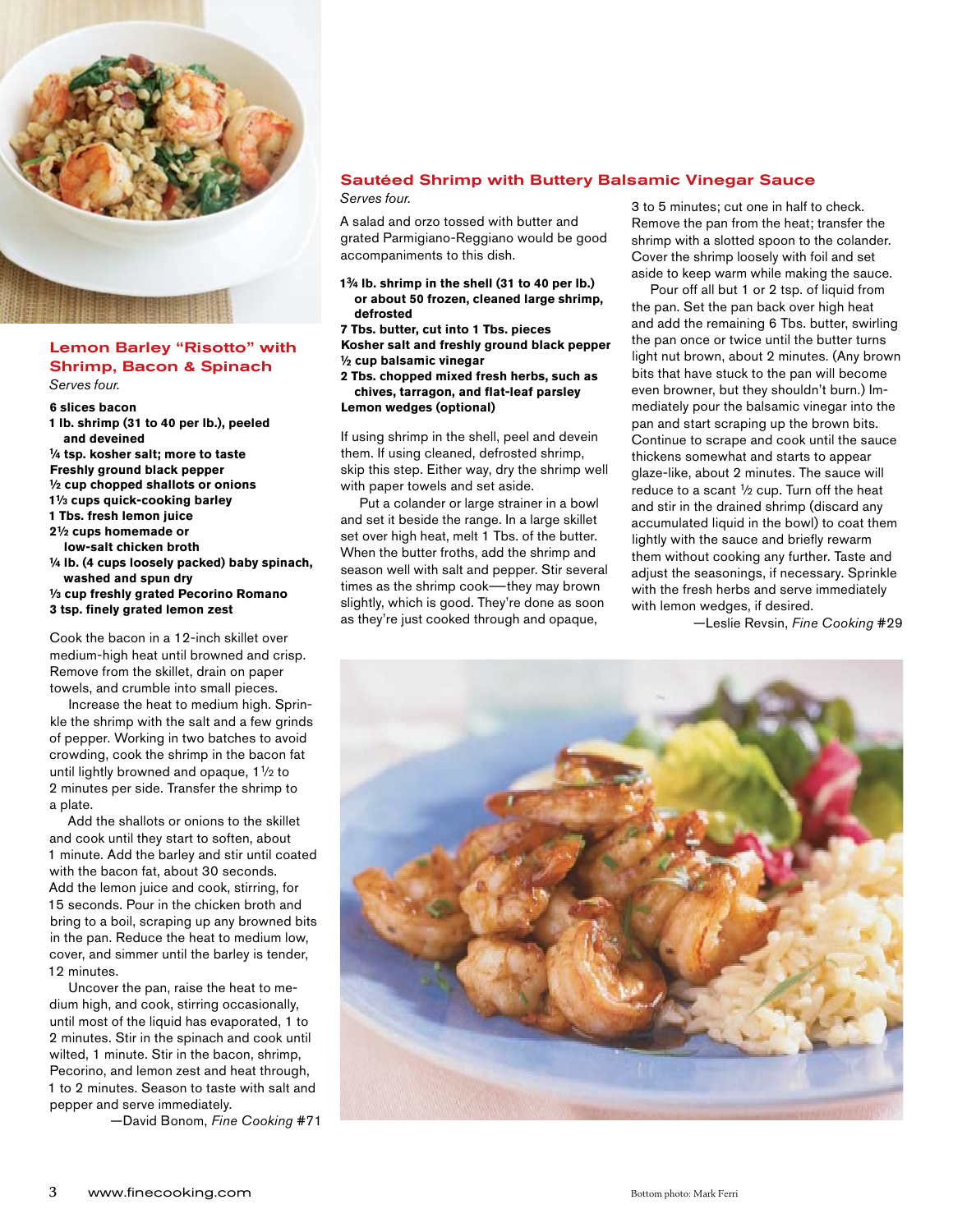## Lemon Barley "Risotto" with Shrimp, Bacon & Spinach

*Serves four.*

**6 slices bacon**
**1 lb. shrimp (31 to 40 per lb.), peeled and deveined**
**¼ tsp. kosher salt; more to taste**
**Freshly ground black pepper**
**½ cup chopped shallots or onions**
**1⅓ cups quick-cooking barley**
**1 Tbs. fresh lemon juice**
**2½ cups homemade or low-salt chicken broth**
**¼ lb. (4 cups loosely packed) baby spinach, washed and spun dry**
**⅓ cup freshly grated Pecorino Romano**
**3 tsp. finely grated lemon zest**

Cook the bacon in a 12-inch skillet over medium-high heat until browned and crisp. Remove from the skillet, drain on paper towels, and crumble into small pieces.

Increase the heat to medium high. Sprinkle the shrimp with the salt and a few grinds of pepper. Working in two batches to avoid crowding, cook the shrimp in the bacon fat until lightly browned and opaque, 1½ to 2 minutes per side. Transfer the shrimp to a plate.

Add the shallots or onions to the skillet and cook until they start to soften, about 1 minute. Add the barley and stir until coated with the bacon fat, about 30 seconds. Add the lemon juice and cook, stirring, for 15 seconds. Pour in the chicken broth and bring to a boil, scraping up any browned bits in the pan. Reduce the heat to medium low, cover, and simmer until the barley is tender, 12 minutes.

Uncover the pan, raise the heat to medium high, and cook, stirring occasionally, until most of the liquid has evaporated, 1 to 2 minutes. Stir in the spinach and cook until wilted, 1 minute. Stir in the bacon, shrimp, Pecorino, and lemon zest and heat through, 1 to 2 minutes. Season to taste with salt and pepper and serve immediately.

—David Bonom, *Fine Cooking* #71

## Sautéed Shrimp with Buttery Balsamic Vinegar Sauce

*Serves four.*

A salad and orzo tossed with butter and grated Parmigiano-Reggiano would be good accompaniments to this dish.

**1¾ lb. shrimp in the shell (31 to 40 per lb.) or about 50 frozen, cleaned large shrimp, defrosted**
**7 Tbs. butter, cut into 1 Tbs. pieces**
**Kosher salt and freshly ground black pepper**
**½ cup balsamic vinegar**
**2 Tbs. chopped mixed fresh herbs, such as chives, tarragon, and flat-leaf parsley**
**Lemon wedges (optional)**

If using shrimp in the shell, peel and devein them. If using cleaned, defrosted shrimp, skip this step. Either way, dry the shrimp well with paper towels and set aside.

Put a colander or large strainer in a bowl and set it beside the range. In a large skillet set over high heat, melt 1 Tbs. of the butter. When the butter froths, add the shrimp and season well with salt and pepper. Stir several times as the shrimp cook—they may brown slightly, which is good. They're done as soon as they're just cooked through and opaque, 3 to 5 minutes; cut one in half to check. Remove the pan from the heat; transfer the shrimp with a slotted spoon to the colander. Cover the shrimp loosely with foil and set aside to keep warm while making the sauce.

Pour off all but 1 or 2 tsp. of liquid from the pan. Set the pan back over high heat and add the remaining 6 Tbs. butter, swirling the pan once or twice until the butter turns light nut brown, about 2 minutes. (Any brown bits that have stuck to the pan will become even browner, but they shouldn't burn.) Immediately pour the balsamic vinegar into the pan and start scraping up the brown bits. Continue to scrape and cook until the sauce thickens somewhat and starts to appear glaze-like, about 2 minutes. The sauce will reduce to a scant ½ cup. Turn off the heat and stir in the drained shrimp (discard any accumulated liquid in the bowl) to coat them lightly with the sauce and briefly rewarm them without cooking any further. Taste and adjust the seasonings, if necessary. Sprinkle with the fresh herbs and serve immediately with lemon wedges, if desired.

—Leslie Revsin, *Fine Cooking* #29

Bottom photo: Mark Ferri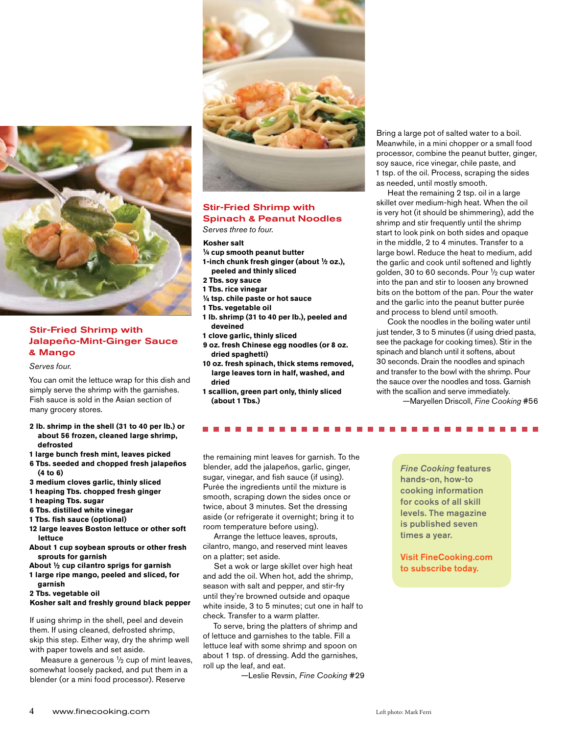## Stir-Fried Shrimp with Jalapeño-Mint-Ginger Sauce & Mango

*Serves four.*

You can omit the lettuce wrap for this dish and simply serve the shrimp with the garnishes. Fish sauce is sold in the Asian section of many grocery stores.

**2 lb. shrimp in the shell (31 to 40 per lb.) or about 56 frozen, cleaned large shrimp, defrosted**
**1 large bunch fresh mint, leaves picked**
**6 Tbs. seeded and chopped fresh jalapeños (4 to 6)**
**3 medium cloves garlic, thinly sliced**
**1 heaping Tbs. chopped fresh ginger**
**1 heaping Tbs. sugar**
**6 Tbs. distilled white vinegar**
**1 Tbs. fish sauce (optional)**
**12 large leaves Boston lettuce or other soft lettuce**
**About 1 cup soybean sprouts or other fresh sprouts for garnish**
**About ½ cup cilantro sprigs for garnish**
**1 large ripe mango, peeled and sliced, for garnish**
**2 Tbs. vegetable oil**
**Kosher salt and freshly ground black pepper**

If using shrimp in the shell, peel and devein them. If using cleaned, defrosted shrimp, skip this step. Either way, dry the shrimp well with paper towels and set aside.

Measure a generous ½ cup of mint leaves, somewhat loosely packed, and put them in a blender (or a mini food processor). Reserve the remaining mint leaves for garnish. To the blender, add the jalapeños, garlic, ginger, sugar, vinegar, and fish sauce (if using). Purée the ingredients until the mixture is smooth, scraping down the sides once or twice, about 3 minutes. Set the dressing aside (or refrigerate it overnight; bring it to room temperature before using).

Arrange the lettuce leaves, sprouts, cilantro, mango, and reserved mint leaves on a platter; set aside.

Set a wok or large skillet over high heat and add the oil. When hot, add the shrimp, season with salt and pepper, and stir-fry until they're browned outside and opaque white inside, 3 to 5 minutes; cut one in half to check. Transfer to a warm platter.

To serve, bring the platters of shrimp and of lettuce and garnishes to the table. Fill a lettuce leaf with some shrimp and spoon on about 1 tsp. of dressing. Add the garnishes, roll up the leaf, and eat.

—Leslie Revsin, *Fine Cooking* #29

## Stir-Fried Shrimp with Spinach & Peanut Noodles

*Serves three to four.*

**Kosher salt**
**¼ cup smooth peanut butter**
**1-inch chunk fresh ginger (about ½ oz.), peeled and thinly sliced**
**2 Tbs. soy sauce**
**1 Tbs. rice vinegar**
**¼ tsp. chile paste or hot sauce**
**1 Tbs. vegetable oil**
**1 lb. shrimp (31 to 40 per lb.), peeled and deveined**
**1 clove garlic, thinly sliced**
**9 oz. fresh Chinese egg noodles (or 8 oz. dried spaghetti)**
**10 oz. fresh spinach, thick stems removed, large leaves torn in half, washed, and dried**
**1 scallion, green part only, thinly sliced (about 1 Tbs.)**

Bring a large pot of salted water to a boil. Meanwhile, in a mini chopper or a small food processor, combine the peanut butter, ginger, soy sauce, rice vinegar, chile paste, and 1 tsp. of the oil. Process, scraping the sides as needed, until mostly smooth.

Heat the remaining 2 tsp. oil in a large skillet over medium-high heat. When the oil is very hot (it should be shimmering), add the shrimp and stir frequently until the shrimp start to look pink on both sides and opaque in the middle, 2 to 4 minutes. Transfer to a large bowl. Reduce the heat to medium, add the garlic and cook until softened and lightly golden, 30 to 60 seconds. Pour ½ cup water into the pan and stir to loosen any browned bits on the bottom of the pan. Pour the water and the garlic into the peanut butter purée and process to blend until smooth.

Cook the noodles in the boiling water until just tender, 3 to 5 minutes (if using dried pasta, see the package for cooking times). Stir in the spinach and blanch until it softens, about 30 seconds. Drain the noodles and spinach and transfer to the bowl with the shrimp. Pour the sauce over the noodles and toss. Garnish with the scallion and serve immediately.

—Maryellen Driscoll, *Fine Cooking* #56

*Fine Cooking* features hands-on, how-to cooking information for cooks of all skill levels. The magazine is published seven times a year.

Visit FineCooking.com to subscribe today.

Left photo: Mark Ferri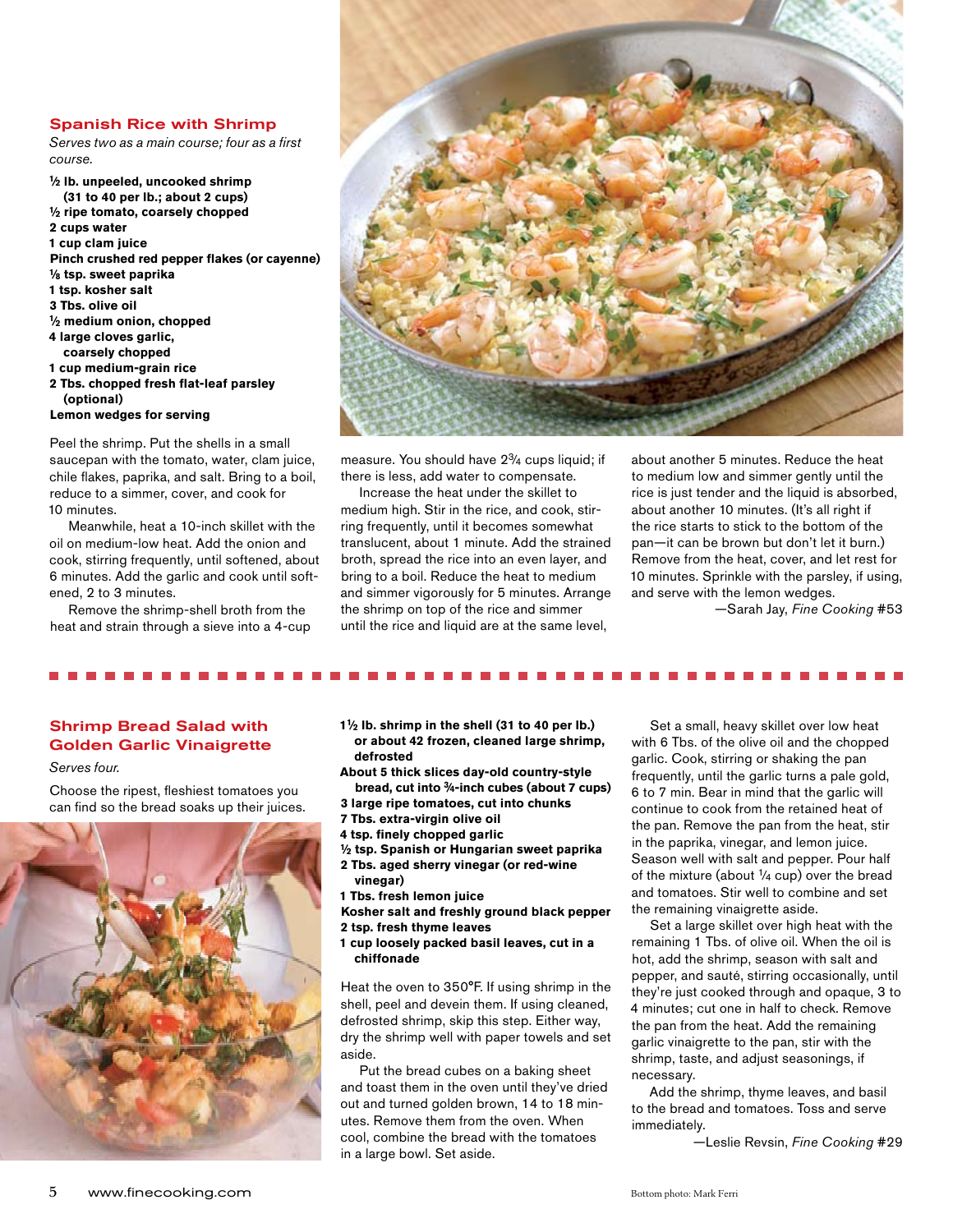## Spanish Rice with Shrimp

*Serves two as a main course; four as a first course.*

**½ lb. unpeeled, uncooked shrimp (31 to 40 per lb.; about 2 cups)**
**½ ripe tomato, coarsely chopped**
**2 cups water**
**1 cup clam juice**
**Pinch crushed red pepper flakes (or cayenne)**
**⅛ tsp. sweet paprika**
**1 tsp. kosher salt**
**3 Tbs. olive oil**
**½ medium onion, chopped**
**4 large cloves garlic, coarsely chopped**
**1 cup medium-grain rice**
**2 Tbs. chopped fresh flat-leaf parsley (optional)**
**Lemon wedges for serving**

Peel the shrimp. Put the shells in a small saucepan with the tomato, water, clam juice, chile flakes, paprika, and salt. Bring to a boil, reduce to a simmer, cover, and cook for 10 minutes.

Meanwhile, heat a 10-inch skillet with the oil on medium-low heat. Add the onion and cook, stirring frequently, until softened, about 6 minutes. Add the garlic and cook until softened, 2 to 3 minutes.

Remove the shrimp-shell broth from the heat and strain through a sieve into a 4-cup measure. You should have 2¾ cups liquid; if there is less, add water to compensate.

Increase the heat under the skillet to medium high. Stir in the rice, and cook, stirring frequently, until it becomes somewhat translucent, about 1 minute. Add the strained broth, spread the rice into an even layer, and bring to a boil. Reduce the heat to medium and simmer vigorously for 5 minutes. Arrange the shrimp on top of the rice and simmer until the rice and liquid are at the same level, about another 5 minutes. Reduce the heat to medium low and simmer gently until the rice is just tender and the liquid is absorbed, about another 10 minutes. (It's all right if the rice starts to stick to the bottom of the pan—it can be brown but don't let it burn.) Remove from the heat, cover, and let rest for 10 minutes. Sprinkle with the parsley, if using, and serve with the lemon wedges.

—Sarah Jay, *Fine Cooking* #53

## Shrimp Bread Salad with Golden Garlic Vinaigrette

*Serves four.*

Choose the ripest, fleshiest tomatoes you can find so the bread soaks up their juices.

**1½ lb. shrimp in the shell (31 to 40 per lb.) or about 42 frozen, cleaned large shrimp, defrosted**
**About 5 thick slices day-old country-style bread, cut into ¾-inch cubes (about 7 cups)**
**3 large ripe tomatoes, cut into chunks**
**7 Tbs. extra-virgin olive oil**
**4 tsp. finely chopped garlic**
**½ tsp. Spanish or Hungarian sweet paprika**
**2 Tbs. aged sherry vinegar (or red-wine vinegar)**
**1 Tbs. fresh lemon juice**
**Kosher salt and freshly ground black pepper**
**2 tsp. fresh thyme leaves**
**1 cup loosely packed basil leaves, cut in a chiffonade**

Heat the oven to 350°F. If using shrimp in the shell, peel and devein them. If using cleaned, defrosted shrimp, skip this step. Either way, dry the shrimp well with paper towels and set aside.

Put the bread cubes on a baking sheet and toast them in the oven until they've dried out and turned golden brown, 14 to 18 minutes. Remove them from the oven. When cool, combine the bread with the tomatoes in a large bowl. Set aside.

Set a small, heavy skillet over low heat with 6 Tbs. of the olive oil and the chopped garlic. Cook, stirring or shaking the pan frequently, until the garlic turns a pale gold, 6 to 7 min. Bear in mind that the garlic will continue to cook from the retained heat of the pan. Remove the pan from the heat, stir in the paprika, vinegar, and lemon juice. Season well with salt and pepper. Pour half of the mixture (about ¼ cup) over the bread and tomatoes. Stir well to combine and set the remaining vinaigrette aside.

Set a large skillet over high heat with the remaining 1 Tbs. of olive oil. When the oil is hot, add the shrimp, season with salt and pepper, and sauté, stirring occasionally, until they're just cooked through and opaque, 3 to 4 minutes; cut one in half to check. Remove the pan from the heat. Add the remaining garlic vinaigrette to the pan, stir with the shrimp, taste, and adjust seasonings, if necessary.

Add the shrimp, thyme leaves, and basil to the bread and tomatoes. Toss and serve immediately.

—Leslie Revsin, *Fine Cooking* #29

Bottom photo: Mark Ferri